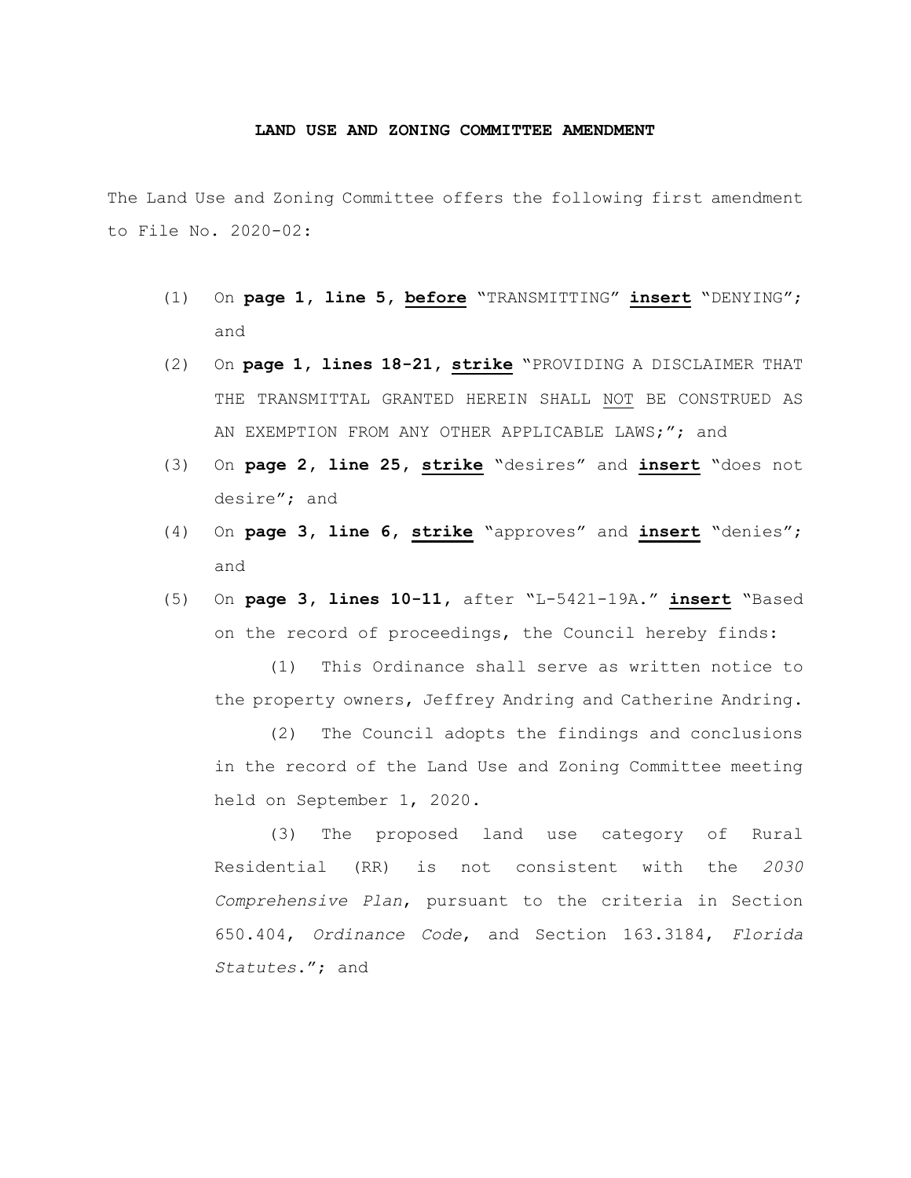**LAND USE AND ZONING COMMITTEE AMENDMENT**

The Land Use and Zoning Committee offers the following first amendment to File No. 2020-02:

(1) On **page 1, line 5, before** "TRANSMITTING" **insert** "DENYING"; and

(2) On **page 1, lines 18-21, strike** "PROVIDING A DISCLAIMER THAT THE TRANSMITTAL GRANTED HEREIN SHALL NOT BE CONSTRUED AS AN EXEMPTION FROM ANY OTHER APPLICABLE LAWS;"; and

(3) On **page 2, line 25, strike** "desires" and **insert** "does not desire"; and

(4) On **page 3, line 6, strike** "approves" and **insert** "denies"; and

(5) On **page 3, lines 10-11**, after "L-5421-19A." **insert** "Based on the record of proceedings, the Council hereby finds:

(1) This Ordinance shall serve as written notice to the property owners, Jeffrey Andring and Catherine Andring.

(2) The Council adopts the findings and conclusions in the record of the Land Use and Zoning Committee meeting held on September 1, 2020.

(3) The proposed land use category of Rural Residential (RR) is not consistent with the *2030 Comprehensive Plan*, pursuant to the criteria in Section 650.404, *Ordinance Code*, and Section 163.3184, *Florida Statutes*."; and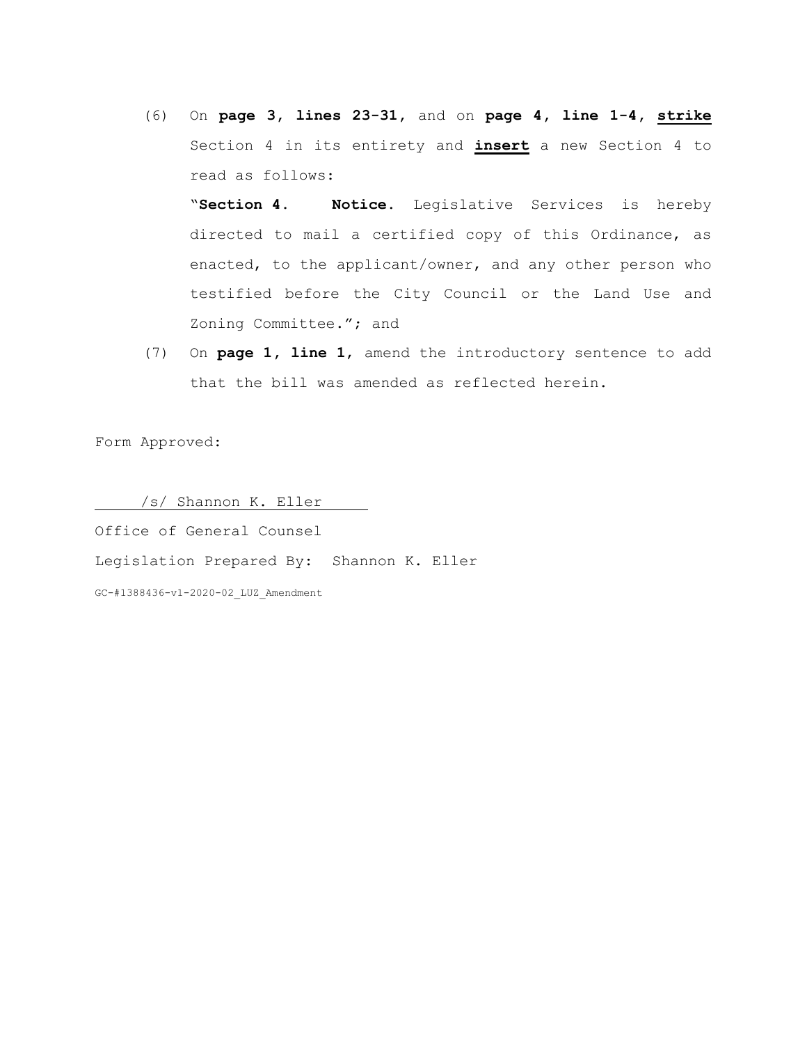(6) On **page 3, lines 23-31,** and on **page 4, line 1-4, strike** Section 4 in its entirety and **insert** a new Section 4 to read as follows:

"**Section 4. Notice.** Legislative Services is hereby directed to mail a certified copy of this Ordinance, as enacted, to the applicant/owner, and any other person who testified before the City Council or the Land Use and Zoning Committee."; and

(7) On **page 1, line 1**, amend the introductory sentence to add that the bill was amended as reflected herein.

Form Approved:

/s/ Shannon K. Eller

Office of General Counsel

Legislation Prepared By: Shannon K. Eller

GC-#1388436-v1-2020-02_LUZ_Amendment